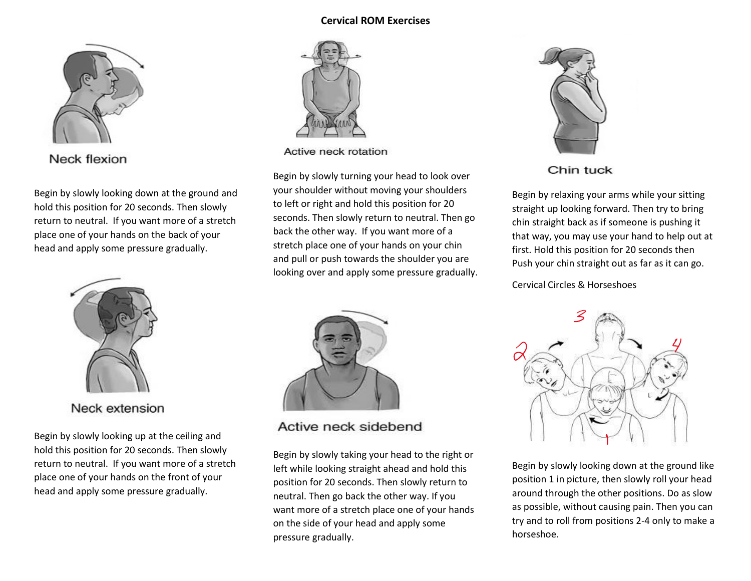# Cervical ROM Exercises

## Neck flexion

Begin by slowly looking down at the ground and hold this position for 20 seconds. Then slowly return to neutral. If you want more of a stretch place one of your hands on the back of your head and apply some pressure gradually.

## Neck extension

Begin by slowly looking up at the ceiling and hold this position for 20 seconds. Then slowly return to neutral. If you want more of a stretch place one of your hands on the front of your head and apply some pressure gradually.

## Active neck rotation

Begin by slowly turning your head to look over your shoulder without moving your shoulders to left or right and hold this position for 20 seconds. Then slowly return to neutral. Then go back the other way. If you want more of a stretch place one of your hands on your chin and pull or push towards the shoulder you are looking over and apply some pressure gradually.

## Active neck sidebend

Begin by slowly taking your head to the right or left while looking straight ahead and hold this position for 20 seconds. Then slowly return to neutral. Then go back the other way. If you want more of a stretch place one of your hands on the side of your head and apply some pressure gradually.

## Chin tuck

Begin by relaxing your arms while your sitting straight up looking forward. Then try to bring chin straight back as if someone is pushing it that way, you may use your hand to help out at first. Hold this position for 20 seconds then Push your chin straight out as far as it can go.

## Cervical Circles & Horseshoes

Begin by slowly looking down at the ground like position 1 in picture, then slowly roll your head around through the other positions. Do as slow as possible, without causing pain. Then you can try and to roll from positions 2-4 only to make a horseshoe.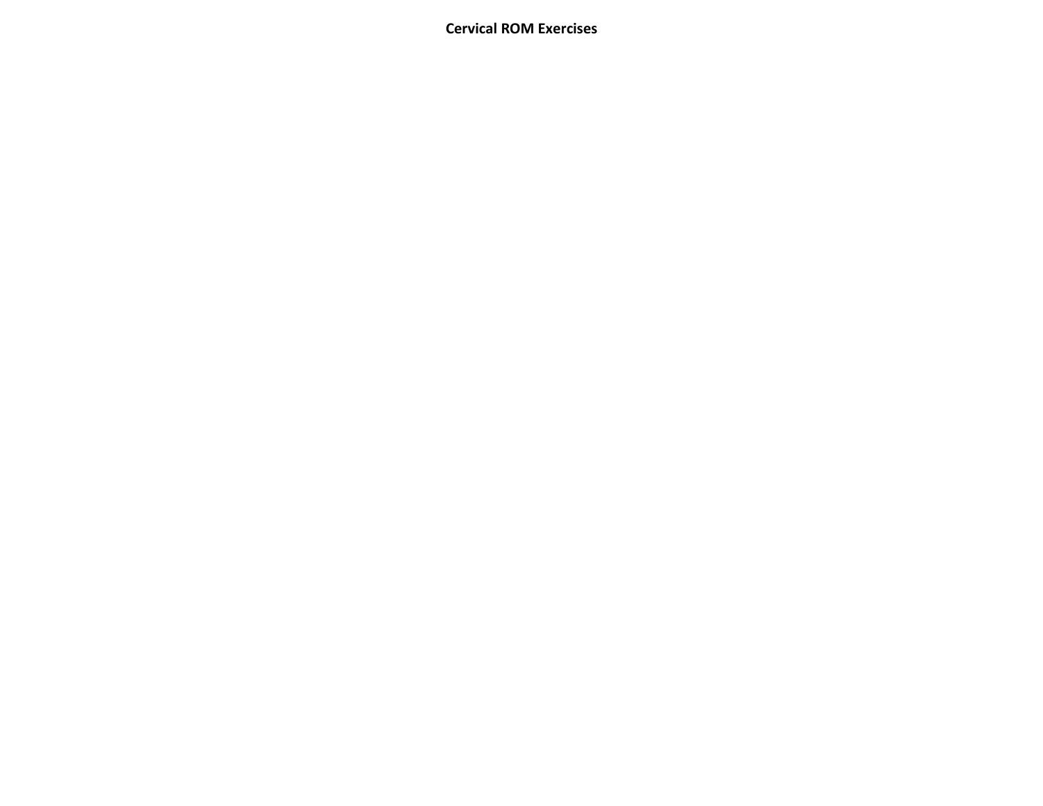**Cervical ROM Exercises**